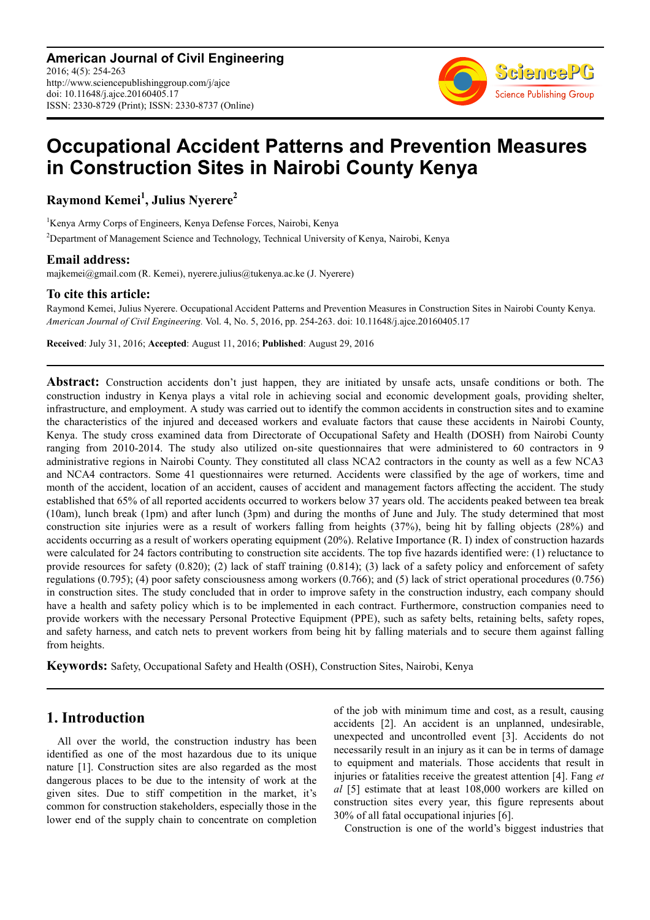**American Journal of Civil Engineering**
2016; 4(5): 254-263
http://www.sciencepublishinggroup.com/j/ajce
doi: 10.11648/j.ajce.20160405.17
ISSN: 2330-8729 (Print); ISSN: 2330-8737 (Online)

# Occupational Accident Patterns and Prevention Measures in Construction Sites in Nairobi County Kenya

**Raymond Kemei[1], Julius Nyerere[2]**

[1]Kenya Army Corps of Engineers, Kenya Defense Forces, Nairobi, Kenya

[2]Department of Management Science and Technology, Technical University of Kenya, Nairobi, Kenya

### Email address:

majkemei@gmail.com (R. Kemei), nyerere.julius@tukenya.ac.ke (J. Nyerere)

### To cite this article:

Raymond Kemei, Julius Nyerere. Occupational Accident Patterns and Prevention Measures in Construction Sites in Nairobi County Kenya. *American Journal of Civil Engineering.* Vol. 4, No. 5, 2016, pp. 254-263. doi: 10.11648/j.ajce.20160405.17

**Received**: July 31, 2016; **Accepted**: August 11, 2016; **Published**: August 29, 2016

---

**Abstract:** Construction accidents don't just happen, they are initiated by unsafe acts, unsafe conditions or both. The construction industry in Kenya plays a vital role in achieving social and economic development goals, providing shelter, infrastructure, and employment. A study was carried out to identify the common accidents in construction sites and to examine the characteristics of the injured and deceased workers and evaluate factors that cause these accidents in Nairobi County, Kenya. The study cross examined data from Directorate of Occupational Safety and Health (DOSH) from Nairobi County ranging from 2010-2014. The study also utilized on-site questionnaires that were administered to 60 contractors in 9 administrative regions in Nairobi County. They constituted all class NCA2 contractors in the county as well as a few NCA3 and NCA4 contractors. Some 41 questionnaires were returned. Accidents were classified by the age of workers, time and month of the accident, location of an accident, causes of accident and management factors affecting the accident. The study established that 65% of all reported accidents occurred to workers below 37 years old. The accidents peaked between tea break (10am), lunch break (1pm) and after lunch (3pm) and during the months of June and July. The study determined that most construction site injuries were as a result of workers falling from heights (37%), being hit by falling objects (28%) and accidents occurring as a result of workers operating equipment (20%). Relative Importance (R. I) index of construction hazards were calculated for 24 factors contributing to construction site accidents. The top five hazards identified were: (1) reluctance to provide resources for safety (0.820); (2) lack of staff training (0.814); (3) lack of a safety policy and enforcement of safety regulations (0.795); (4) poor safety consciousness among workers (0.766); and (5) lack of strict operational procedures (0.756) in construction sites. The study concluded that in order to improve safety in the construction industry, each company should have a health and safety policy which is to be implemented in each contract. Furthermore, construction companies need to provide workers with the necessary Personal Protective Equipment (PPE), such as safety belts, retaining belts, safety ropes, and safety harness, and catch nets to prevent workers from being hit by falling materials and to secure them against falling from heights.

**Keywords:** Safety, Occupational Safety and Health (OSH), Construction Sites, Nairobi, Kenya

---

## 1. Introduction

All over the world, the construction industry has been identified as one of the most hazardous due to its unique nature [1]. Construction sites are also regarded as the most dangerous places to be due to the intensity of work at the given sites. Due to stiff competition in the market, it's common for construction stakeholders, especially those in the lower end of the supply chain to concentrate on completion of the job with minimum time and cost, as a result, causing accidents [2]. An accident is an unplanned, undesirable, unexpected and uncontrolled event [3]. Accidents do not necessarily result in an injury as it can be in terms of damage to equipment and materials. Those accidents that result in injuries or fatalities receive the greatest attention [4]. Fang *et al* [5] estimate that at least 108,000 workers are killed on construction sites every year, this figure represents about 30% of all fatal occupational injuries [6].

Construction is one of the world's biggest industries that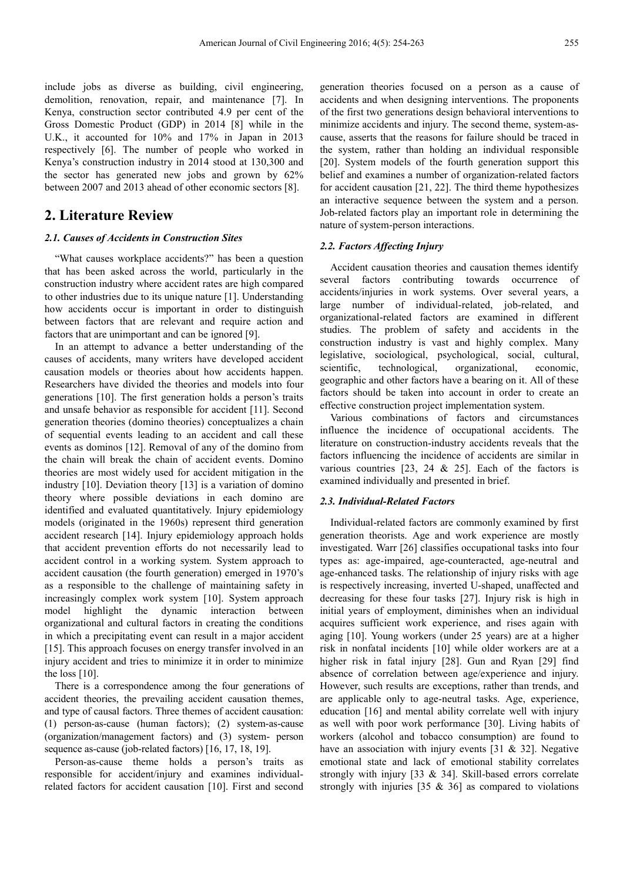include jobs as diverse as building, civil engineering, demolition, renovation, repair, and maintenance [7]. In Kenya, construction sector contributed 4.9 per cent of the Gross Domestic Product (GDP) in 2014 [8] while in the U.K., it accounted for 10% and 17% in Japan in 2013 respectively [6]. The number of people who worked in Kenya's construction industry in 2014 stood at 130,300 and the sector has generated new jobs and grown by 62% between 2007 and 2013 ahead of other economic sectors [8].

## 2. Literature Review

### 2.1. Causes of Accidents in Construction Sites

"What causes workplace accidents?" has been a question that has been asked across the world, particularly in the construction industry where accident rates are high compared to other industries due to its unique nature [1]. Understanding how accidents occur is important in order to distinguish between factors that are relevant and require action and factors that are unimportant and can be ignored [9].

In an attempt to advance a better understanding of the causes of accidents, many writers have developed accident causation models or theories about how accidents happen. Researchers have divided the theories and models into four generations [10]. The first generation holds a person's traits and unsafe behavior as responsible for accident [11]. Second generation theories (domino theories) conceptualizes a chain of sequential events leading to an accident and call these events as dominos [12]. Removal of any of the domino from the chain will break the chain of accident events. Domino theories are most widely used for accident mitigation in the industry [10]. Deviation theory [13] is a variation of domino theory where possible deviations in each domino are identified and evaluated quantitatively. Injury epidemiology models (originated in the 1960s) represent third generation accident research [14]. Injury epidemiology approach holds that accident prevention efforts do not necessarily lead to accident control in a working system. System approach to accident causation (the fourth generation) emerged in 1970's as a responsible to the challenge of maintaining safety in increasingly complex work system [10]. System approach model highlight the dynamic interaction between organizational and cultural factors in creating the conditions in which a precipitating event can result in a major accident [15]. This approach focuses on energy transfer involved in an injury accident and tries to minimize it in order to minimize the loss [10].

There is a correspondence among the four generations of accident theories, the prevailing accident causation themes, and type of causal factors. Three themes of accident causation: (1) person-as-cause (human factors); (2) system-as-cause (organization/management factors) and (3) system- person sequence as-cause (job-related factors) [16, 17, 18, 19].

Person-as-cause theme holds a person's traits as responsible for accident/injury and examines individual-related factors for accident causation [10]. First and second generation theories focused on a person as a cause of accidents and when designing interventions. The proponents of the first two generations design behavioral interventions to minimize accidents and injury. The second theme, system-as-cause, asserts that the reasons for failure should be traced in the system, rather than holding an individual responsible [20]. System models of the fourth generation support this belief and examines a number of organization-related factors for accident causation [21, 22]. The third theme hypothesizes an interactive sequence between the system and a person. Job-related factors play an important role in determining the nature of system-person interactions.

### 2.2. Factors Affecting Injury

Accident causation theories and causation themes identify several factors contributing towards occurrence of accidents/injuries in work systems. Over several years, a large number of individual-related, job-related, and organizational-related factors are examined in different studies. The problem of safety and accidents in the construction industry is vast and highly complex. Many legislative, sociological, psychological, social, cultural, scientific, technological, organizational, economic, geographic and other factors have a bearing on it. All of these factors should be taken into account in order to create an effective construction project implementation system.

Various combinations of factors and circumstances influence the incidence of occupational accidents. The literature on construction-industry accidents reveals that the factors influencing the incidence of accidents are similar in various countries [23, 24 & 25]. Each of the factors is examined individually and presented in brief.

### 2.3. Individual-Related Factors

Individual-related factors are commonly examined by first generation theorists. Age and work experience are mostly investigated. Warr [26] classifies occupational tasks into four types as: age-impaired, age-counteracted, age-neutral and age-enhanced tasks. The relationship of injury risks with age is respectively increasing, inverted U-shaped, unaffected and decreasing for these four tasks [27]. Injury risk is high in initial years of employment, diminishes when an individual acquires sufficient work experience, and rises again with aging [10]. Young workers (under 25 years) are at a higher risk in nonfatal incidents [10] while older workers are at a higher risk in fatal injury [28]. Gun and Ryan [29] find absence of correlation between age/experience and injury. However, such results are exceptions, rather than trends, and are applicable only to age-neutral tasks. Age, experience, education [16] and mental ability correlate well with injury as well with poor work performance [30]. Living habits of workers (alcohol and tobacco consumption) are found to have an association with injury events [31 & 32]. Negative emotional state and lack of emotional stability correlates strongly with injury [33 & 34]. Skill-based errors correlate strongly with injuries [35 & 36] as compared to violations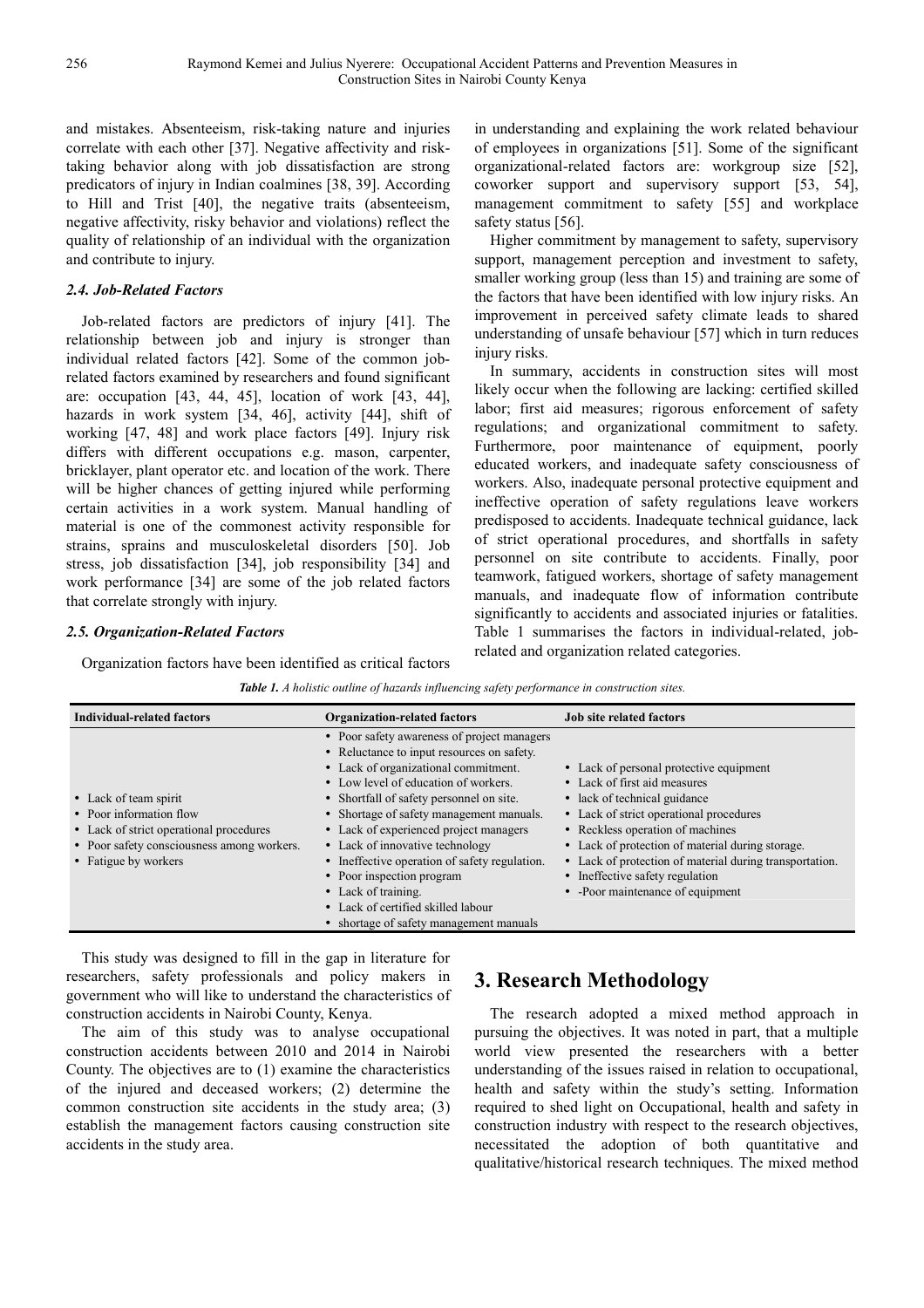and mistakes. Absenteeism, risk-taking nature and injuries correlate with each other [37]. Negative affectivity and risk-taking behavior along with job dissatisfaction are strong predicators of injury in Indian coalmines [38, 39]. According to Hill and Trist [40], the negative traits (absenteeism, negative affectivity, risky behavior and violations) reflect the quality of relationship of an individual with the organization and contribute to injury.

### *2.4. Job-Related Factors*

Job-related factors are predictors of injury [41]. The relationship between job and injury is stronger than individual related factors [42]. Some of the common job-related factors examined by researchers and found significant are: occupation [43, 44, 45], location of work [43, 44], hazards in work system [34, 46], activity [44], shift of working [47, 48] and work place factors [49]. Injury risk differs with different occupations e.g. mason, carpenter, bricklayer, plant operator etc. and location of the work. There will be higher chances of getting injured while performing certain activities in a work system. Manual handling of material is one of the commonest activity responsible for strains, sprains and musculoskeletal disorders [50]. Job stress, job dissatisfaction [34], job responsibility [34] and work performance [34] are some of the job related factors that correlate strongly with injury.

### *2.5. Organization-Related Factors*

Organization factors have been identified as critical factors in understanding and explaining the work related behaviour of employees in organizations [51]. Some of the significant organizational-related factors are: workgroup size [52], coworker support and supervisory support [53, 54], management commitment to safety [55] and workplace safety status [56].

Higher commitment by management to safety, supervisory support, management perception and investment to safety, smaller working group (less than 15) and training are some of the factors that have been identified with low injury risks. An improvement in perceived safety climate leads to shared understanding of unsafe behaviour [57] which in turn reduces injury risks.

In summary, accidents in construction sites will most likely occur when the following are lacking: certified skilled labor; first aid measures; rigorous enforcement of safety regulations; and organizational commitment to safety. Furthermore, poor maintenance of equipment, poorly educated workers, and inadequate safety consciousness of workers. Also, inadequate personal protective equipment and ineffective operation of safety regulations leave workers predisposed to accidents. Inadequate technical guidance, lack of strict operational procedures, and shortfalls in safety personnel on site contribute to accidents. Finally, poor teamwork, fatigued workers, shortage of safety management manuals, and inadequate flow of information contribute significantly to accidents and associated injuries or fatalities. Table 1 summarises the factors in individual-related, job-related and organization related categories.

***Table 1.*** *A holistic outline of hazards influencing safety performance in construction sites.*

| Individual-related factors | Organization-related factors | Job site related factors |
|---|---|---|
| • Lack of team spirit<br>• Poor information flow<br>• Lack of strict operational procedures<br>• Poor safety consciousness among workers.<br>• Fatigue by workers | • Poor safety awareness of project managers<br>• Reluctance to input resources on safety.<br>• Lack of organizational commitment.<br>• Low level of education of workers.<br>• Shortfall of safety personnel on site.<br>• Shortage of safety management manuals.<br>• Lack of experienced project managers<br>• Lack of innovative technology<br>• Ineffective operation of safety regulation.<br>• Poor inspection program<br>• Lack of training.<br>• Lack of certified skilled labour<br>• shortage of safety management manuals | • Lack of personal protective equipment<br>• Lack of first aid measures<br>• lack of technical guidance<br>• Lack of strict operational procedures<br>• Reckless operation of machines<br>• Lack of protection of material during storage.<br>• Lack of protection of material during transportation.<br>• Ineffective safety regulation<br>• -Poor maintenance of equipment |

This study was designed to fill in the gap in literature for researchers, safety professionals and policy makers in government who will like to understand the characteristics of construction accidents in Nairobi County, Kenya.

The aim of this study was to analyse occupational construction accidents between 2010 and 2014 in Nairobi County. The objectives are to (1) examine the characteristics of the injured and deceased workers; (2) determine the common construction site accidents in the study area; (3) establish the management factors causing construction site accidents in the study area.

## 3. Research Methodology

The research adopted a mixed method approach in pursuing the objectives. It was noted in part, that a multiple world view presented the researchers with a better understanding of the issues raised in relation to occupational, health and safety within the study's setting. Information required to shed light on Occupational, health and safety in construction industry with respect to the research objectives, necessitated the adoption of both quantitative and qualitative/historical research techniques. The mixed method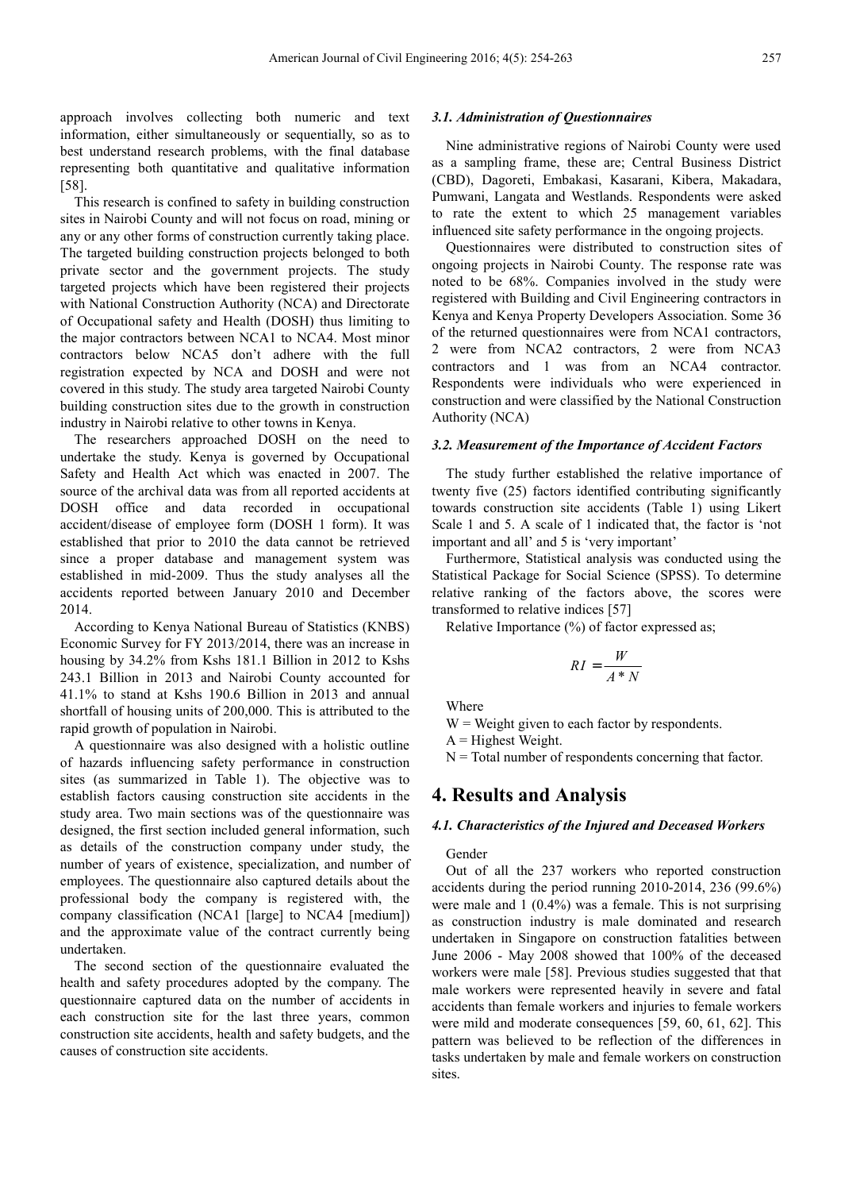approach involves collecting both numeric and text information, either simultaneously or sequentially, so as to best understand research problems, with the final database representing both quantitative and qualitative information [58].

This research is confined to safety in building construction sites in Nairobi County and will not focus on road, mining or any or any other forms of construction currently taking place. The targeted building construction projects belonged to both private sector and the government projects. The study targeted projects which have been registered their projects with National Construction Authority (NCA) and Directorate of Occupational safety and Health (DOSH) thus limiting to the major contractors between NCA1 to NCA4. Most minor contractors below NCA5 don't adhere with the full registration expected by NCA and DOSH and were not covered in this study. The study area targeted Nairobi County building construction sites due to the growth in construction industry in Nairobi relative to other towns in Kenya.

The researchers approached DOSH on the need to undertake the study. Kenya is governed by Occupational Safety and Health Act which was enacted in 2007. The source of the archival data was from all reported accidents at DOSH office and data recorded in occupational accident/disease of employee form (DOSH 1 form). It was established that prior to 2010 the data cannot be retrieved since a proper database and management system was established in mid-2009. Thus the study analyses all the accidents reported between January 2010 and December 2014.

According to Kenya National Bureau of Statistics (KNBS) Economic Survey for FY 2013/2014, there was an increase in housing by 34.2% from Kshs 181.1 Billion in 2012 to Kshs 243.1 Billion in 2013 and Nairobi County accounted for 41.1% to stand at Kshs 190.6 Billion in 2013 and annual shortfall of housing units of 200,000. This is attributed to the rapid growth of population in Nairobi.

A questionnaire was also designed with a holistic outline of hazards influencing safety performance in construction sites (as summarized in Table 1). The objective was to establish factors causing construction site accidents in the study area. Two main sections was of the questionnaire was designed, the first section included general information, such as details of the construction company under study, the number of years of existence, specialization, and number of employees. The questionnaire also captured details about the professional body the company is registered with, the company classification (NCA1 [large] to NCA4 [medium]) and the approximate value of the contract currently being undertaken.

The second section of the questionnaire evaluated the health and safety procedures adopted by the company. The questionnaire captured data on the number of accidents in each construction site for the last three years, common construction site accidents, health and safety budgets, and the causes of construction site accidents.

### *3.1. Administration of Questionnaires*

Nine administrative regions of Nairobi County were used as a sampling frame, these are; Central Business District (CBD), Dagoreti, Embakasi, Kasarani, Kibera, Makadara, Pumwani, Langata and Westlands. Respondents were asked to rate the extent to which 25 management variables influenced site safety performance in the ongoing projects.

Questionnaires were distributed to construction sites of ongoing projects in Nairobi County. The response rate was noted to be 68%. Companies involved in the study were registered with Building and Civil Engineering contractors in Kenya and Kenya Property Developers Association. Some 36 of the returned questionnaires were from NCA1 contractors, 2 were from NCA2 contractors, 2 were from NCA3 contractors and 1 was from an NCA4 contractor. Respondents were individuals who were experienced in construction and were classified by the National Construction Authority (NCA)

### *3.2. Measurement of the Importance of Accident Factors*

The study further established the relative importance of twenty five (25) factors identified contributing significantly towards construction site accidents (Table 1) using Likert Scale 1 and 5. A scale of 1 indicated that, the factor is 'not important and all' and 5 is 'very important'

Furthermore, Statistical analysis was conducted using the Statistical Package for Social Science (SPSS). To determine relative ranking of the factors above, the scores were transformed to relative indices [57]

Relative Importance (%) of factor expressed as;

$$RI = \frac{W}{A * N}$$

Where

W = Weight given to each factor by respondents.

A = Highest Weight.

N = Total number of respondents concerning that factor.

## 4. Results and Analysis

### *4.1. Characteristics of the Injured and Deceased Workers*

Gender

Out of all the 237 workers who reported construction accidents during the period running 2010-2014, 236 (99.6%) were male and 1 (0.4%) was a female. This is not surprising as construction industry is male dominated and research undertaken in Singapore on construction fatalities between June 2006 - May 2008 showed that 100% of the deceased workers were male [58]. Previous studies suggested that that male workers were represented heavily in severe and fatal accidents than female workers and injuries to female workers were mild and moderate consequences [59, 60, 61, 62]. This pattern was believed to be reflection of the differences in tasks undertaken by male and female workers on construction sites.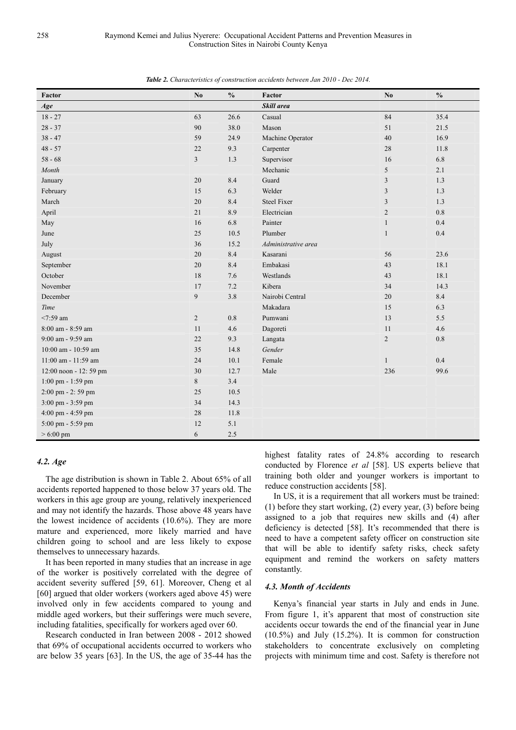*Table 2. Characteristics of construction accidents between Jan 2010 - Dec 2014.*

| Factor | No | % | Factor | No | % |
|---|---|---|---|---|---|
| *Age* | | | *Skill area* | | |
| 18 - 27 | 63 | 26.6 | Casual | 84 | 35.4 |
| 28 - 37 | 90 | 38.0 | Mason | 51 | 21.5 |
| 38 - 47 | 59 | 24.9 | Machine Operator | 40 | 16.9 |
| 48 - 57 | 22 | 9.3 | Carpenter | 28 | 11.8 |
| 58 - 68 | 3 | 1.3 | Supervisor | 16 | 6.8 |
| *Month* | | | Mechanic | 5 | 2.1 |
| January | 20 | 8.4 | Guard | 3 | 1.3 |
| February | 15 | 6.3 | Welder | 3 | 1.3 |
| March | 20 | 8.4 | Steel Fixer | 3 | 1.3 |
| April | 21 | 8.9 | Electrician | 2 | 0.8 |
| May | 16 | 6.8 | Painter | 1 | 0.4 |
| June | 25 | 10.5 | Plumber | 1 | 0.4 |
| July | 36 | 15.2 | *Administrative area* | | |
| August | 20 | 8.4 | Kasarani | 56 | 23.6 |
| September | 20 | 8.4 | Embakasi | 43 | 18.1 |
| October | 18 | 7.6 | Westlands | 43 | 18.1 |
| November | 17 | 7.2 | Kibera | 34 | 14.3 |
| December | 9 | 3.8 | Nairobi Central | 20 | 8.4 |
| *Time* | | | Makadara | 15 | 6.3 |
| <7:59 am | 2 | 0.8 | Pumwani | 13 | 5.5 |
| 8:00 am - 8:59 am | 11 | 4.6 | Dagoreti | 11 | 4.6 |
| 9:00 am - 9:59 am | 22 | 9.3 | Langata | 2 | 0.8 |
| 10:00 am - 10:59 am | 35 | 14.8 | *Gender* | | |
| 11:00 am - 11:59 am | 24 | 10.1 | Female | 1 | 0.4 |
| 12:00 noon - 12: 59 pm | 30 | 12.7 | Male | 236 | 99.6 |
| 1:00 pm - 1:59 pm | 8 | 3.4 | | | |
| 2:00 pm - 2: 59 pm | 25 | 10.5 | | | |
| 3:00 pm - 3:59 pm | 34 | 14.3 | | | |
| 4:00 pm - 4:59 pm | 28 | 11.8 | | | |
| 5:00 pm - 5:59 pm | 12 | 5.1 | | | |
| > 6:00 pm | 6 | 2.5 | | | |

### 4.2. Age

The age distribution is shown in Table 2. About 65% of all accidents reported happened to those below 37 years old. The workers in this age group are young, relatively inexperienced and may not identify the hazards. Those above 48 years have the lowest incidence of accidents (10.6%). They are more mature and experienced, more likely married and have children going to school and are less likely to expose themselves to unnecessary hazards.

It has been reported in many studies that an increase in age of the worker is positively correlated with the degree of accident severity suffered [59, 61]. Moreover, Cheng et al [60] argued that older workers (workers aged above 45) were involved only in few accidents compared to young and middle aged workers, but their sufferings were much severe, including fatalities, specifically for workers aged over 60.

Research conducted in Iran between 2008 - 2012 showed that 69% of occupational accidents occurred to workers who are below 35 years [63]. In the US, the age of 35-44 has the highest fatality rates of 24.8% according to research conducted by Florence *et al* [58]. US experts believe that training both older and younger workers is important to reduce construction accidents [58].

In US, it is a requirement that all workers must be trained: (1) before they start working, (2) every year, (3) before being assigned to a job that requires new skills and (4) after deficiency is detected [58]. It's recommended that there is need to have a competent safety officer on construction site that will be able to identify safety risks, check safety equipment and remind the workers on safety matters constantly.

### 4.3. Month of Accidents

Kenya's financial year starts in July and ends in June. From figure 1, it's apparent that most of construction site accidents occur towards the end of the financial year in June (10.5%) and July (15.2%). It is common for construction stakeholders to concentrate exclusively on completing projects with minimum time and cost. Safety is therefore not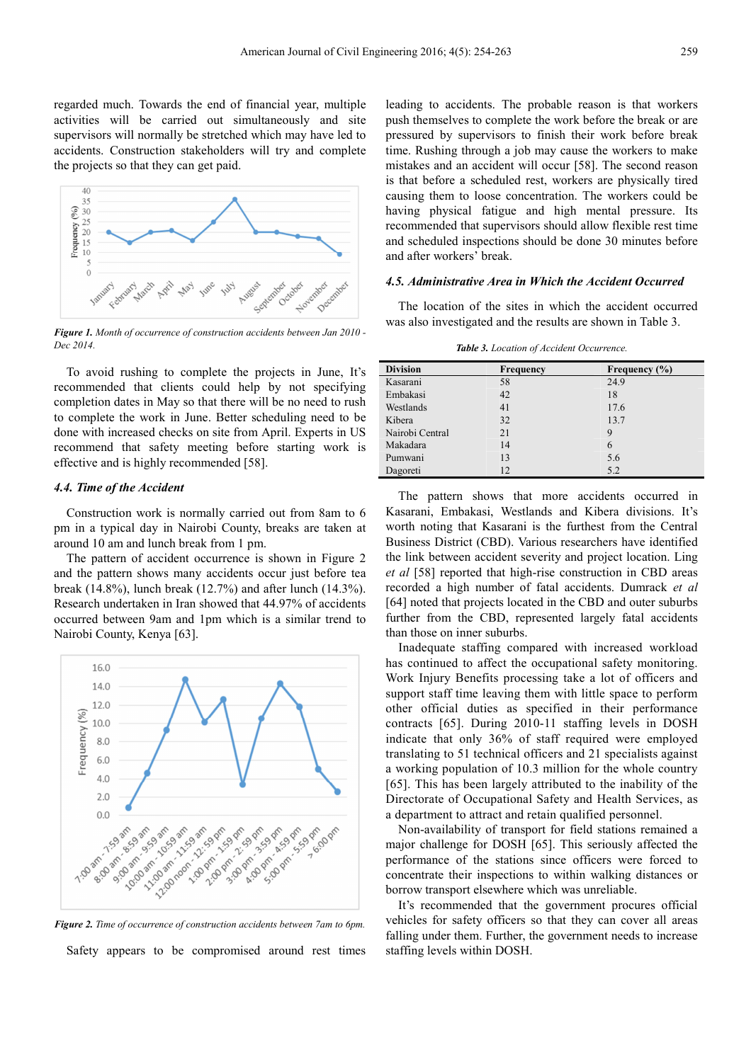regarded much. Towards the end of financial year, multiple activities will be carried out simultaneously and site supervisors will normally be stretched which may have led to accidents. Construction stakeholders will try and complete the projects so that they can get paid.

***Figure 1.** Month of occurrence of construction accidents between Jan 2010 - Dec 2014.*

To avoid rushing to complete the projects in June, It's recommended that clients could help by not specifying completion dates in May so that there will be no need to rush to complete the work in June. Better scheduling need to be done with increased checks on site from April. Experts in US recommend that safety meeting before starting work is effective and is highly recommended [58].

### 4.4. Time of the Accident

Construction work is normally carried out from 8am to 6 pm in a typical day in Nairobi County, breaks are taken at around 10 am and lunch break from 1 pm.

The pattern of accident occurrence is shown in Figure 2 and the pattern shows many accidents occur just before tea break (14.8%), lunch break (12.7%) and after lunch (14.3%). Research undertaken in Iran showed that 44.97% of accidents occurred between 9am and 1pm which is a similar trend to Nairobi County, Kenya [63].

***Figure 2.** Time of occurrence of construction accidents between 7am to 6pm.*

Safety appears to be compromised around rest times leading to accidents. The probable reason is that workers push themselves to complete the work before the break or are pressured by supervisors to finish their work before break time. Rushing through a job may cause the workers to make mistakes and an accident will occur [58]. The second reason is that before a scheduled rest, workers are physically tired causing them to loose concentration. The workers could be having physical fatigue and high mental pressure. Its recommended that supervisors should allow flexible rest time and scheduled inspections should be done 30 minutes before and after workers' break.

### 4.5. Administrative Area in Which the Accident Occurred

The location of the sites in which the accident occurred was also investigated and the results are shown in Table 3.

***Table 3.** Location of Accident Occurrence.*

| Division | Frequency | Frequency (%) |
|---|---|---|
| Kasarani | 58 | 24.9 |
| Embakasi | 42 | 18 |
| Westlands | 41 | 17.6 |
| Kibera | 32 | 13.7 |
| Nairobi Central | 21 | 9 |
| Makadara | 14 | 6 |
| Pumwani | 13 | 5.6 |
| Dagoreti | 12 | 5.2 |

The pattern shows that more accidents occurred in Kasarani, Embakasi, Westlands and Kibera divisions. It's worth noting that Kasarani is the furthest from the Central Business District (CBD). Various researchers have identified the link between accident severity and project location. Ling *et al* [58] reported that high-rise construction in CBD areas recorded a high number of fatal accidents. Dumrack *et al* [64] noted that projects located in the CBD and outer suburbs further from the CBD, represented largely fatal accidents than those on inner suburbs.

Inadequate staffing compared with increased workload has continued to affect the occupational safety monitoring. Work Injury Benefits processing take a lot of officers and support staff time leaving them with little space to perform other official duties as specified in their performance contracts [65]. During 2010-11 staffing levels in DOSH indicate that only 36% of staff required were employed translating to 51 technical officers and 21 specialists against a working population of 10.3 million for the whole country [65]. This has been largely attributed to the inability of the Directorate of Occupational Safety and Health Services, as a department to attract and retain qualified personnel.

Non-availability of transport for field stations remained a major challenge for DOSH [65]. This seriously affected the performance of the stations since officers were forced to concentrate their inspections to within walking distances or borrow transport elsewhere which was unreliable.

It's recommended that the government procures official vehicles for safety officers so that they can cover all areas falling under them. Further, the government needs to increase staffing levels within DOSH.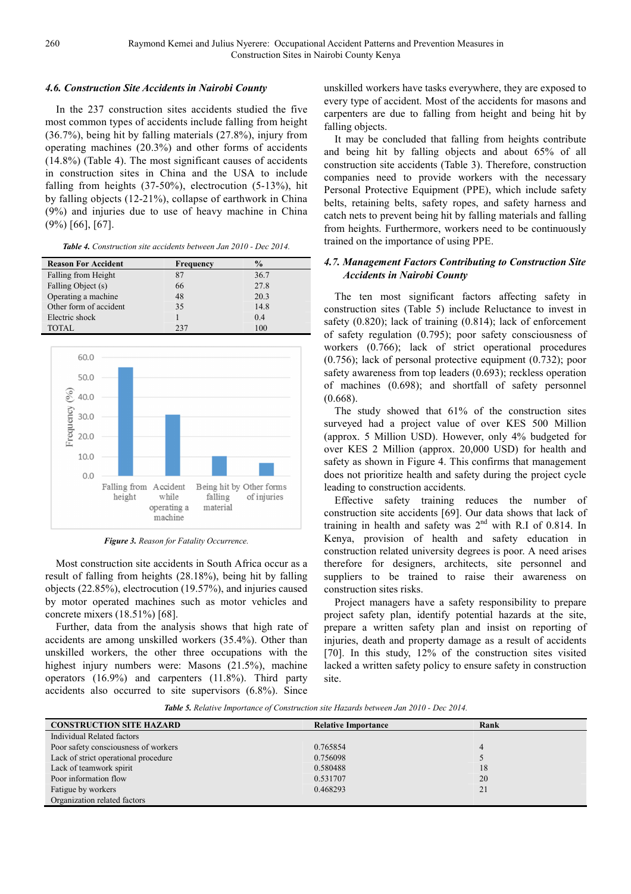### 4.6. Construction Site Accidents in Nairobi County

In the 237 construction sites accidents studied the five most common types of accidents include falling from height (36.7%), being hit by falling materials (27.8%), injury from operating machines (20.3%) and other forms of accidents (14.8%) (Table 4). The most significant causes of accidents in construction sites in China and the USA to include falling from heights (37-50%), electrocution (5-13%), hit by falling objects (12-21%), collapse of earthwork in China (9%) and injuries due to use of heavy machine in China (9%) [66], [67].

*Table 4. Construction site accidents between Jan 2010 - Dec 2014.*

| Reason For Accident | Frequency | % |
|---|---|---|
| Falling from Height | 87 | 36.7 |
| Falling Object (s) | 66 | 27.8 |
| Operating a machine | 48 | 20.3 |
| Other form of accident | 35 | 14.8 |
| Electric shock | 1 | 0.4 |
| TOTAL | 237 | 100 |

*Figure 3. Reason for Fatality Occurrence.*

Most construction site accidents in South Africa occur as a result of falling from heights (28.18%), being hit by falling objects (22.85%), electrocution (19.57%), and injuries caused by motor operated machines such as motor vehicles and concrete mixers (18.51%) [68].

Further, data from the analysis shows that high rate of accidents are among unskilled workers (35.4%). Other than the unskilled workers, the other three occupations with the highest injury numbers were: Masons (21.5%), machine operators (16.9%) and carpenters (11.8%). Third party accidents also occurred to site supervisors (6.8%). Since unskilled workers have tasks everywhere, they are exposed to every type of accident. Most of the accidents for masons and carpenters are due to falling from height and being hit by falling objects.

It may be concluded that falling from heights contribute and being hit by falling objects and about 65% of all construction site accidents (Table 3). Therefore, construction companies need to provide workers with the necessary Personal Protective Equipment (PPE), which include safety belts, retaining belts, safety ropes, and safety harness and catch nets to prevent being hit by falling materials and falling from heights. Furthermore, workers need to be continuously trained on the importance of using PPE.

### 4.7. Management Factors Contributing to Construction Site Accidents in Nairobi County

The ten most significant factors affecting safety in construction sites (Table 5) include Reluctance to invest in safety (0.820); lack of training (0.814); lack of enforcement of safety regulation (0.795); poor safety consciousness of workers (0.766); lack of strict operational procedures (0.756); lack of personal protective equipment (0.732); poor safety awareness from top leaders (0.693); reckless operation of machines (0.698); and shortfall of safety personnel (0.668).

The study showed that 61% of the construction sites surveyed had a project value of over KES 500 Million (approx. 5 Million USD). However, only 4% budgeted for over KES 2 Million (approx. 20,000 USD) for health and safety as shown in Figure 4. This confirms that management does not prioritize health and safety during the project cycle leading to construction accidents.

Effective safety training reduces the number of construction site accidents [69]. Our data shows that lack of training in health and safety was 2nd with R.I of 0.814. In Kenya, provision of health and safety education in construction related university degrees is poor. A need arises therefore for designers, architects, site personnel and suppliers to be trained to raise their awareness on construction sites risks.

Project managers have a safety responsibility to prepare project safety plan, identify potential hazards at the site, prepare a written safety plan and insist on reporting of injuries, death and property damage as a result of accidents [70]. In this study, 12% of the construction sites visited lacked a written safety policy to ensure safety in construction site.

*Table 5. Relative Importance of Construction site Hazards between Jan 2010 - Dec 2014.*

| CONSTRUCTION SITE HAZARD | Relative Importance | Rank |
|---|---|---|
| Individual Related factors | | |
| Poor safety consciousness of workers | 0.765854 | 4 |
| Lack of strict operational procedure | 0.756098 | 5 |
| Lack of teamwork spirit | 0.580488 | 18 |
| Poor information flow | 0.531707 | 20 |
| Fatigue by workers | 0.468293 | 21 |
| Organization related factors | | |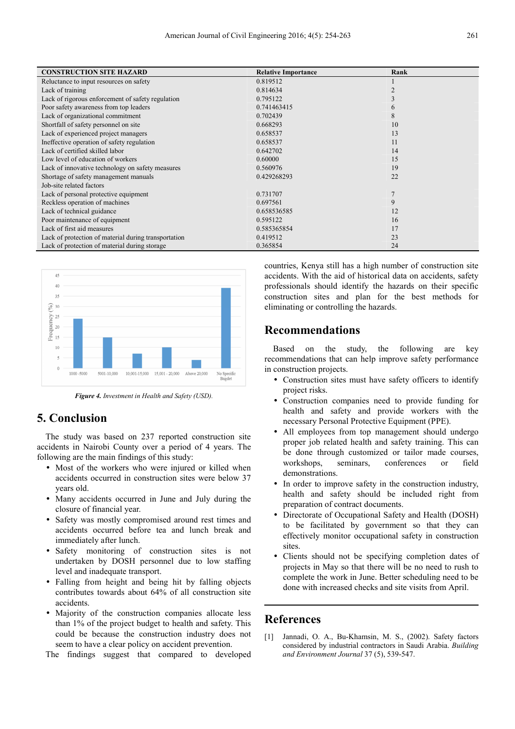| CONSTRUCTION SITE HAZARD | Relative Importance | Rank |
|---|---|---|
| Reluctance to input resources on safety | 0.819512 | 1 |
| Lack of training | 0.814634 | 2 |
| Lack of rigorous enforcement of safety regulation | 0.795122 | 3 |
| Poor safety awareness from top leaders | 0.741463415 | 6 |
| Lack of organizational commitment | 0.702439 | 8 |
| Shortfall of safety personnel on site | 0.668293 | 10 |
| Lack of experienced project managers | 0.658537 | 13 |
| Ineffective operation of safety regulation | 0.658537 | 11 |
| Lack of certified skilled labor | 0.642702 | 14 |
| Low level of education of workers | 0.60000 | 15 |
| Lack of innovative technology on safety measures | 0.560976 | 19 |
| Shortage of safety management manuals | 0.429268293 | 22 |
| Job-site related factors | | |
| Lack of personal protective equipment | 0.731707 | 7 |
| Reckless operation of machines | 0.697561 | 9 |
| Lack of technical guidance | 0.658536585 | 12 |
| Poor maintenance of equipment | 0.595122 | 16 |
| Lack of first aid measures | 0.585365854 | 17 |
| Lack of protection of material during transportation | 0.419512 | 23 |
| Lack of protection of material during storage | 0.365854 | 24 |

*Figure 4. Investment in Health and Safety (USD).*

## 5. Conclusion

The study was based on 237 reported construction site accidents in Nairobi County over a period of 4 years. The following are the main findings of this study:

- Most of the workers who were injured or killed when accidents occurred in construction sites were below 37 years old.
- Many accidents occurred in June and July during the closure of financial year.
- Safety was mostly compromised around rest times and accidents occurred before tea and lunch break and immediately after lunch.
- Safety monitoring of construction sites is not undertaken by DOSH personnel due to low staffing level and inadequate transport.
- Falling from height and being hit by falling objects contributes towards about 64% of all construction site accidents.
- Majority of the construction companies allocate less than 1% of the project budget to health and safety. This could be because the construction industry does not seem to have a clear policy on accident prevention.

The findings suggest that compared to developed countries, Kenya still has a high number of construction site accidents. With the aid of historical data on accidents, safety professionals should identify the hazards on their specific construction sites and plan for the best methods for eliminating or controlling the hazards.

## Recommendations

Based on the study, the following are key recommendations that can help improve safety performance in construction projects.

- Construction sites must have safety officers to identify project risks.
- Construction companies need to provide funding for health and safety and provide workers with the necessary Personal Protective Equipment (PPE).
- All employees from top management should undergo proper job related health and safety training. This can be done through customized or tailor made courses, workshops, seminars, conferences or field demonstrations.
- In order to improve safety in the construction industry, health and safety should be included right from preparation of contract documents.
- Directorate of Occupational Safety and Health (DOSH) to be facilitated by government so that they can effectively monitor occupational safety in construction sites.
- Clients should not be specifying completion dates of projects in May so that there will be no need to rush to complete the work in June. Better scheduling need to be done with increased checks and site visits from April.

## References

[1] Jannadi, O. A., Bu-Khamsin, M. S., (2002). Safety factors considered by industrial contractors in Saudi Arabia. *Building and Environment Journal* 37 (5), 539-547.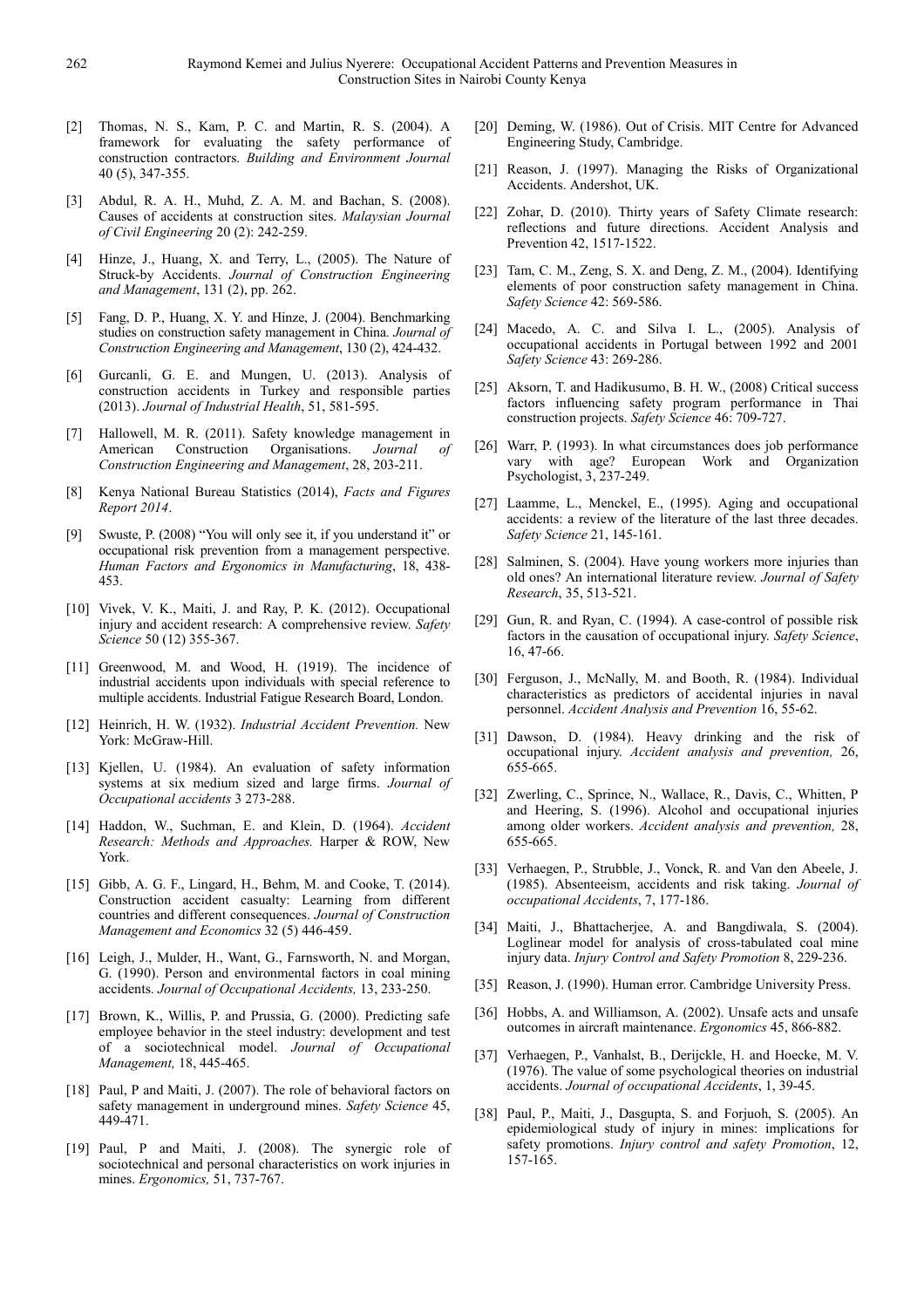[2] Thomas, N. S., Kam, P. C. and Martin, R. S. (2004). A framework for evaluating the safety performance of construction contractors. *Building and Environment Journal* 40 (5), 347-355.

[3] Abdul, R. A. H., Muhd, Z. A. M. and Bachan, S. (2008). Causes of accidents at construction sites. *Malaysian Journal of Civil Engineering* 20 (2): 242-259.

[4] Hinze, J., Huang, X. and Terry, L., (2005). The Nature of Struck-by Accidents. *Journal of Construction Engineering and Management*, 131 (2), pp. 262.

[5] Fang, D. P., Huang, X. Y. and Hinze, J. (2004). Benchmarking studies on construction safety management in China. *Journal of Construction Engineering and Management*, 130 (2), 424-432.

[6] Gurcanli, G. E. and Mungen, U. (2013). Analysis of construction accidents in Turkey and responsible parties (2013). *Journal of Industrial Health*, 51, 581-595.

[7] Hallowell, M. R. (2011). Safety knowledge management in American Construction Organisations. *Journal of Construction Engineering and Management*, 28, 203-211.

[8] Kenya National Bureau Statistics (2014), *Facts and Figures Report 2014*.

[9] Swuste, P. (2008) "You will only see it, if you understand it" or occupational risk prevention from a management perspective. *Human Factors and Ergonomics in Manufacturing*, 18, 438-453.

[10] Vivek, V. K., Maiti, J. and Ray, P. K. (2012). Occupational injury and accident research: A comprehensive review. *Safety Science* 50 (12) 355-367.

[11] Greenwood, M. and Wood, H. (1919). The incidence of industrial accidents upon individuals with special reference to multiple accidents. Industrial Fatigue Research Board, London.

[12] Heinrich, H. W. (1932). *Industrial Accident Prevention.* New York: McGraw-Hill.

[13] Kjellen, U. (1984). An evaluation of safety information systems at six medium sized and large firms. *Journal of Occupational accidents* 3 273-288.

[14] Haddon, W., Suchman, E. and Klein, D. (1964). *Accident Research: Methods and Approaches.* Harper & ROW, New York.

[15] Gibb, A. G. F., Lingard, H., Behm, M. and Cooke, T. (2014). Construction accident casualty: Learning from different countries and different consequences. *Journal of Construction Management and Economics* 32 (5) 446-459.

[16] Leigh, J., Mulder, H., Want, G., Farnsworth, N. and Morgan, G. (1990). Person and environmental factors in coal mining accidents. *Journal of Occupational Accidents,* 13, 233-250.

[17] Brown, K., Willis, P. and Prussia, G. (2000). Predicting safe employee behavior in the steel industry: development and test of a sociotechnical model. *Journal of Occupational Management,* 18, 445-465.

[18] Paul, P and Maiti, J. (2007). The role of behavioral factors on safety management in underground mines. *Safety Science* 45, 449-471.

[19] Paul, P and Maiti, J. (2008). The synergic role of sociotechnical and personal characteristics on work injuries in mines. *Ergonomics,* 51, 737-767.

[20] Deming, W. (1986). Out of Crisis. MIT Centre for Advanced Engineering Study, Cambridge.

[21] Reason, J. (1997). Managing the Risks of Organizational Accidents. Andershot, UK.

[22] Zohar, D. (2010). Thirty years of Safety Climate research: reflections and future directions. Accident Analysis and Prevention 42, 1517-1522.

[23] Tam, C. M., Zeng, S. X. and Deng, Z. M., (2004). Identifying elements of poor construction safety management in China. *Safety Science* 42: 569-586.

[24] Macedo, A. C. and Silva I. L., (2005). Analysis of occupational accidents in Portugal between 1992 and 2001 *Safety Science* 43: 269-286.

[25] Aksorn, T. and Hadikusumo, B. H. W., (2008) Critical success factors influencing safety program performance in Thai construction projects. *Safety Science* 46: 709-727.

[26] Warr, P. (1993). In what circumstances does job performance vary with age? European Work and Organization Psychologist, 3, 237-249.

[27] Laamme, L., Menckel, E., (1995). Aging and occupational accidents: a review of the literature of the last three decades. *Safety Science* 21, 145-161.

[28] Salminen, S. (2004). Have young workers more injuries than old ones? An international literature review. *Journal of Safety Research*, 35, 513-521.

[29] Gun, R. and Ryan, C. (1994). A case-control of possible risk factors in the causation of occupational injury. *Safety Science*, 16, 47-66.

[30] Ferguson, J., McNally, M. and Booth, R. (1984). Individual characteristics as predictors of accidental injuries in naval personnel. *Accident Analysis and Prevention* 16, 55-62.

[31] Dawson, D. (1984). Heavy drinking and the risk of occupational injury. *Accident analysis and prevention,* 26, 655-665.

[32] Zwerling, C., Sprince, N., Wallace, R., Davis, C., Whitten, P and Heering, S. (1996). Alcohol and occupational injuries among older workers. *Accident analysis and prevention,* 28, 655-665.

[33] Verhaegen, P., Strubble, J., Vonck, R. and Van den Abeele, J. (1985). Absenteeism, accidents and risk taking. *Journal of occupational Accidents*, 7, 177-186.

[34] Maiti, J., Bhattacherjee, A. and Bangdiwala, S. (2004). Loglinear model for analysis of cross-tabulated coal mine injury data. *Injury Control and Safety Promotion* 8, 229-236.

[35] Reason, J. (1990). Human error. Cambridge University Press.

[36] Hobbs, A. and Williamson, A. (2002). Unsafe acts and unsafe outcomes in aircraft maintenance. *Ergonomics* 45, 866-882.

[37] Verhaegen, P., Vanhalst, B., Derijckle, H. and Hoecke, M. V. (1976). The value of some psychological theories on industrial accidents. *Journal of occupational Accidents*, 1, 39-45.

[38] Paul, P., Maiti, J., Dasgupta, S. and Forjuoh, S. (2005). An epidemiological study of injury in mines: implications for safety promotions. *Injury control and safety Promotion*, 12, 157-165.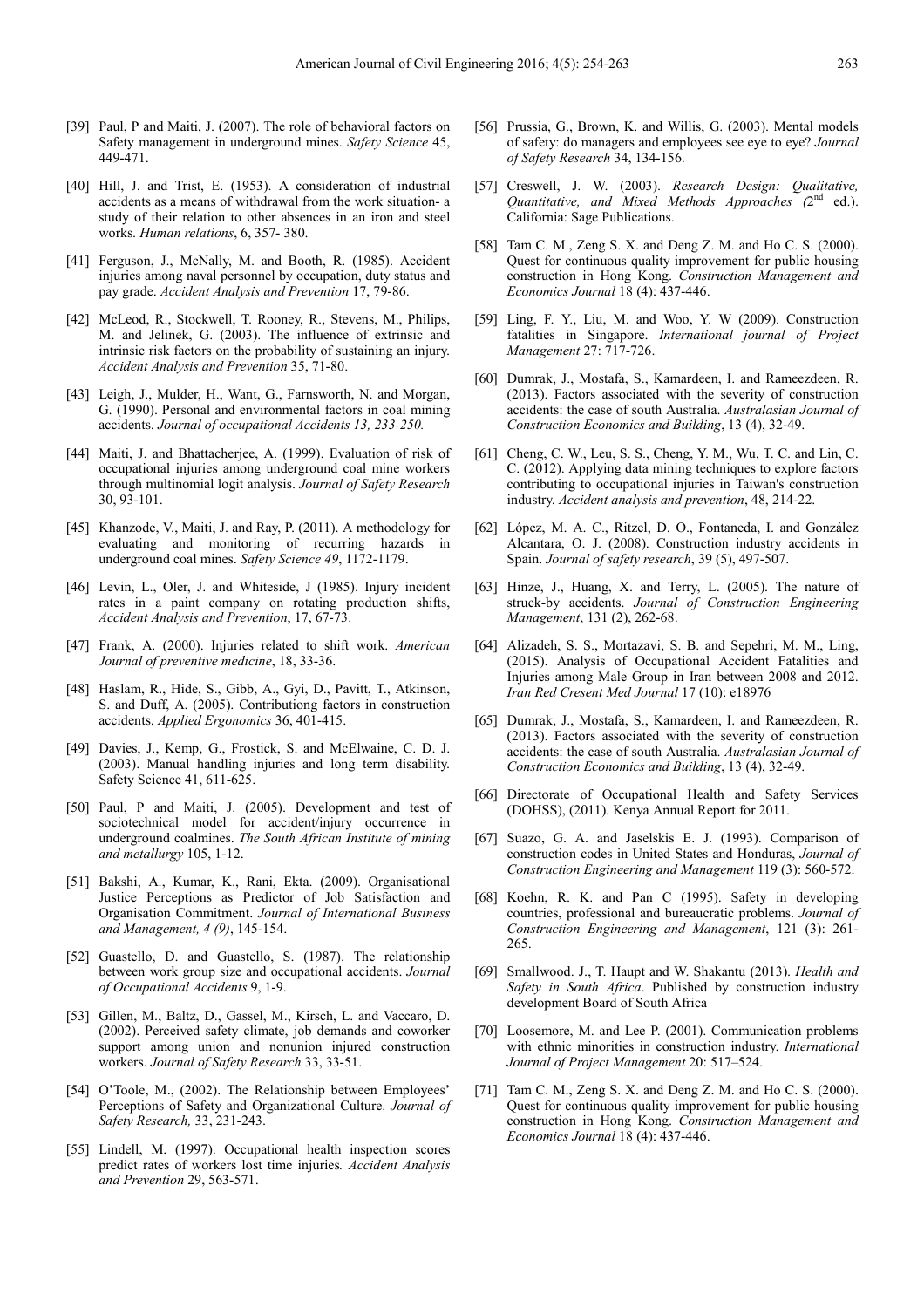[39] Paul, P and Maiti, J. (2007). The role of behavioral factors on Safety management in underground mines. *Safety Science* 45, 449-471.

[40] Hill, J. and Trist, E. (1953). A consideration of industrial accidents as a means of withdrawal from the work situation- a study of their relation to other absences in an iron and steel works. *Human relations*, 6, 357- 380.

[41] Ferguson, J., McNally, M. and Booth, R. (1985). Accident injuries among naval personnel by occupation, duty status and pay grade. *Accident Analysis and Prevention* 17, 79-86.

[42] McLeod, R., Stockwell, T. Rooney, R., Stevens, M., Philips, M. and Jelinek, G. (2003). The influence of extrinsic and intrinsic risk factors on the probability of sustaining an injury. *Accident Analysis and Prevention* 35, 71-80.

[43] Leigh, J., Mulder, H., Want, G., Farnsworth, N. and Morgan, G. (1990). Personal and environmental factors in coal mining accidents. *Journal of occupational Accidents 13, 233-250.*

[44] Maiti, J. and Bhattacherjee, A. (1999). Evaluation of risk of occupational injuries among underground coal mine workers through multinomial logit analysis. *Journal of Safety Research* 30, 93-101.

[45] Khanzode, V., Maiti, J. and Ray, P. (2011). A methodology for evaluating and monitoring of recurring hazards in underground coal mines. *Safety Science 49*, 1172-1179.

[46] Levin, L., Oler, J. and Whiteside, J (1985). Injury incident rates in a paint company on rotating production shifts, *Accident Analysis and Prevention*, 17, 67-73.

[47] Frank, A. (2000). Injuries related to shift work. *American Journal of preventive medicine*, 18, 33-36.

[48] Haslam, R., Hide, S., Gibb, A., Gyi, D., Pavitt, T., Atkinson, S. and Duff, A. (2005). Contributiong factors in construction accidents. *Applied Ergonomics* 36, 401-415.

[49] Davies, J., Kemp, G., Frostick, S. and McElwaine, C. D. J. (2003). Manual handling injuries and long term disability. Safety Science 41, 611-625.

[50] Paul, P and Maiti, J. (2005). Development and test of sociotechnical model for accident/injury occurrence in underground coalmines. *The South African Institute of mining and metallurgy* 105, 1-12.

[51] Bakshi, A., Kumar, K., Rani, Ekta. (2009). Organisational Justice Perceptions as Predictor of Job Satisfaction and Organisation Commitment. *Journal of International Business and Management, 4 (9)*, 145-154.

[52] Guastello, D. and Guastello, S. (1987). The relationship between work group size and occupational accidents. *Journal of Occupational Accidents* 9, 1-9.

[53] Gillen, M., Baltz, D., Gassel, M., Kirsch, L. and Vaccaro, D. (2002). Perceived safety climate, job demands and coworker support among union and nonunion injured construction workers. *Journal of Safety Research* 33, 33-51.

[54] O'Toole, M., (2002). The Relationship between Employees' Perceptions of Safety and Organizational Culture. *Journal of Safety Research,* 33, 231-243.

[55] Lindell, M. (1997). Occupational health inspection scores predict rates of workers lost time injuries*. Accident Analysis and Prevention* 29, 563-571.

[56] Prussia, G., Brown, K. and Willis, G. (2003). Mental models of safety: do managers and employees see eye to eye? *Journal of Safety Research* 34, 134-156.

[57] Creswell, J. W. (2003). *Research Design: Qualitative, Quantitative, and Mixed Methods Approaches (*2nd ed.). California: Sage Publications.

[58] Tam C. M., Zeng S. X. and Deng Z. M. and Ho C. S. (2000). Quest for continuous quality improvement for public housing construction in Hong Kong. *Construction Management and Economics Journal* 18 (4): 437-446.

[59] Ling, F. Y., Liu, M. and Woo, Y. W (2009). Construction fatalities in Singapore. *International journal of Project Management* 27: 717-726.

[60] Dumrak, J., Mostafa, S., Kamardeen, I. and Rameezdeen, R. (2013). Factors associated with the severity of construction accidents: the case of south Australia. *Australasian Journal of Construction Economics and Building*, 13 (4), 32-49.

[61] Cheng, C. W., Leu, S. S., Cheng, Y. M., Wu, T. C. and Lin, C. C. (2012). Applying data mining techniques to explore factors contributing to occupational injuries in Taiwan's construction industry. *Accident analysis and prevention*, 48, 214-22.

[62] López, M. A. C., Ritzel, D. O., Fontaneda, I. and González Alcantara, O. J. (2008). Construction industry accidents in Spain. *Journal of safety research*, 39 (5), 497-507.

[63] Hinze, J., Huang, X. and Terry, L. (2005). The nature of struck-by accidents. *Journal of Construction Engineering Management*, 131 (2), 262-68.

[64] Alizadeh, S. S., Mortazavi, S. B. and Sepehri, M. M., Ling, (2015). Analysis of Occupational Accident Fatalities and Injuries among Male Group in Iran between 2008 and 2012. *Iran Red Cresent Med Journal* 17 (10): e18976

[65] Dumrak, J., Mostafa, S., Kamardeen, I. and Rameezdeen, R. (2013). Factors associated with the severity of construction accidents: the case of south Australia. *Australasian Journal of Construction Economics and Building*, 13 (4), 32-49.

[66] Directorate of Occupational Health and Safety Services (DOHSS), (2011). Kenya Annual Report for 2011.

[67] Suazo, G. A. and Jaselskis E. J. (1993). Comparison of construction codes in United States and Honduras, *Journal of Construction Engineering and Management* 119 (3): 560-572.

[68] Koehn, R. K. and Pan C (1995). Safety in developing countries, professional and bureaucratic problems. *Journal of Construction Engineering and Management*, 121 (3): 261-265.

[69] Smallwood. J., T. Haupt and W. Shakantu (2013). *Health and Safety in South Africa*. Published by construction industry development Board of South Africa

[70] Loosemore, M. and Lee P. (2001). Communication problems with ethnic minorities in construction industry. *International Journal of Project Management* 20: 517–524.

[71] Tam C. M., Zeng S. X. and Deng Z. M. and Ho C. S. (2000). Quest for continuous quality improvement for public housing construction in Hong Kong. *Construction Management and Economics Journal* 18 (4): 437-446.